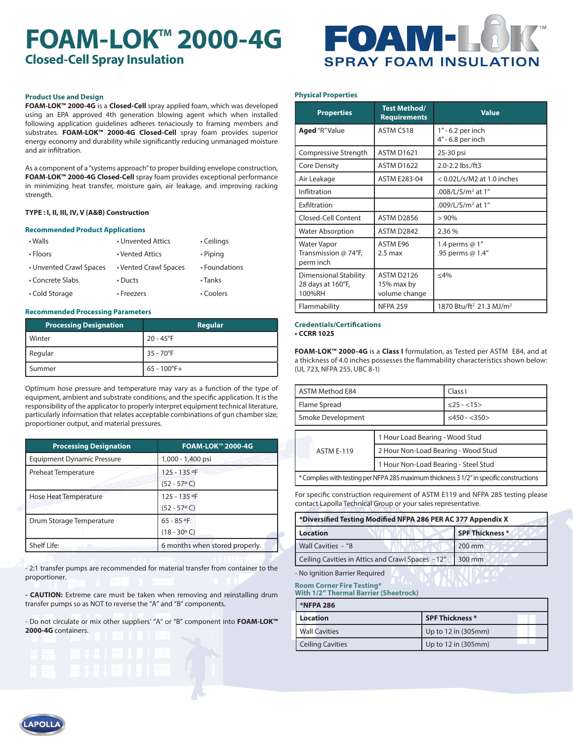# FOAM-LOK™ 2000-4G

## Closed-Cell Spray Insulation

FOAM-LOK SPRAY FOAM INSULATION

### Product Use and Design

**FOAM-LOK™ 2000-4G** is a **Closed-Cell** spray applied foam, which was developed using an EPA approved 4th generation blowing agent which when installed following application guidelines adheres tenaciously to framing members and substrates. **FOAM-LOK™ 2000-4G Closed-Cell** spray foam provides superior energy economy and durability while significantly reducing unmanaged moisture and air infiltration.

As a component of a "systems approach" to proper building envelope construction, **FOAM-LOK™ 2000-4G Closed-Cell** spray foam provides exceptional performance in minimizing heat transfer, moisture gain, air leakage, and improving racking strength.

**TYPE : I, II, III, IV, V (A&B) Construction**

### Recommended Product Applications

- Walls
- Floors
- Unvented Crawl Spaces
- Concrete Slabs
- Cold Storage
- Unvented Attics
- Vented Attics
- Vented Crawl Spaces
- Ducts
- Freezers
- Ceilings
- Piping
- Foundations
- Tanks
- Coolers

### Recommended Processing Parameters

| Processing Designation | Regular |
|---|---|
| Winter | 20 - 45°F |
| Regular | 35 - 70°F |
| Summer | 65 - 100°F+ |

Optimum hose pressure and temperature may vary as a function of the type of equipment, ambient and substrate conditions, and the specific application. It is the responsibility of the applicator to properly interpret equipment technical literature, particularly information that relates acceptable combinations of gun chamber size, proportioner output, and material pressures.

| Processing Designation | FOAM-LOK™ 2000-4G |
|---|---|
| Equipment Dynamic Pressure | 1,000 - 1,400 psi |
| Preheat Temperature | 125 - 135 ºF (52 - 57º C) |
| Hose Heat Temperature | 125 - 135 ºF (52 - 57º C) |
| Drum Storage Temperature | 65 - 85 ºF (18 - 30º C) |
| Shelf Life: | 6 months when stored properly. |

- 2:1 transfer pumps are recommended for material transfer from container to the proportioner.

- **CAUTION:** Extreme care must be taken when removing and reinstalling drum transfer pumps so as NOT to reverse the "A" and "B" components.

- Do not circulate or mix other suppliers' "A" or "B" component into **FOAM-LOK™ 2000-4G** containers.

### Physical Properties

| Properties | Test Method/ Requirements | Value |
|---|---|---|
| **Aged** "R" Value | ASTM C518 | 1" - 6.2 per inch<br>4" - 6.8 per inch |
| Compressive Strength | ASTM D1621 | 25-30 psi |
| Core Density | ASTM D1622 | 2.0-2.2 lbs./ft3 |
| Air Leakage | ASTM E283-04 | < 0.02L/s/M2 at 1.0 inches |
| Infiltration | | .008/L/S/m² at 1" |
| Exfiltration | | .009/L/S/m² at 1" |
| Closed-Cell Content | ASTM D2856 | > 90% |
| Water Absorption | ASTM D2842 | 2.36 % |
| Water Vapor Transmission @ 74°F, perm inch | ASTM E96 2.5 max | 1.4 perms @ 1"<br>.95 perms @ 1.4" |
| Dimensional Stability 28 days at 160°F, 100%RH | ASTM D2126 15% max by volume change | ≤4% |
| Flammability | NFPA 259 | 1870 Btu/ft² 21.3 MJ/m² |

### Credentials/Certifications

- **CCRR 1025**

**FOAM-LOK™ 2000-4G** is a **Class I** formulation, as Tested per ASTM E84, and at a thickness of 4.0 inches possesses the flammability characteristics shown below: (UL 723, NFPA 255, UBC 8-1)

| ASTM Method E84 | Class I |
|---|---|
| Flame Spread | ≤25 - <15> |
| Smoke Development | ≤450 - <350> |

| ASTM E-119 | |
|---|---|
| | 1 Hour Load Bearing - Wood Stud |
| | 2 Hour Non-Load Bearing - Wood Stud |
| | 1 Hour Non-Load Bearing - Steel Stud |

*Complies with testing per NFPA 285 maximum thickness 3 1/2" in specific constructions

For specific construction requirement of ASTM E119 and NFPA 285 testing please contact Lapolla Technical Group or your sales representative.

| *Diversified Testing Modified NFPA 286 PER AC 377 Appendix X | |
|---|---|
| **Location** | **SPF Thickness *** |
| Wall Cavities - "8 | 200 mm |
| Ceiling Cavities in Attics and Crawl Spaces - 12" | 300 mm |

- No Ignition Barrier Required

### Room Corner Fire Testing* With 1/2" Thermal Barrier (Sheetrock)

| *NFPA 286 | |
|---|---|
| **Location** | **SPF Thickness *** |
| Wall Cavities | Up to 12 in (305mm) |
| Ceiling Cavities | Up to 12 in (305mm) |

LAPOLLA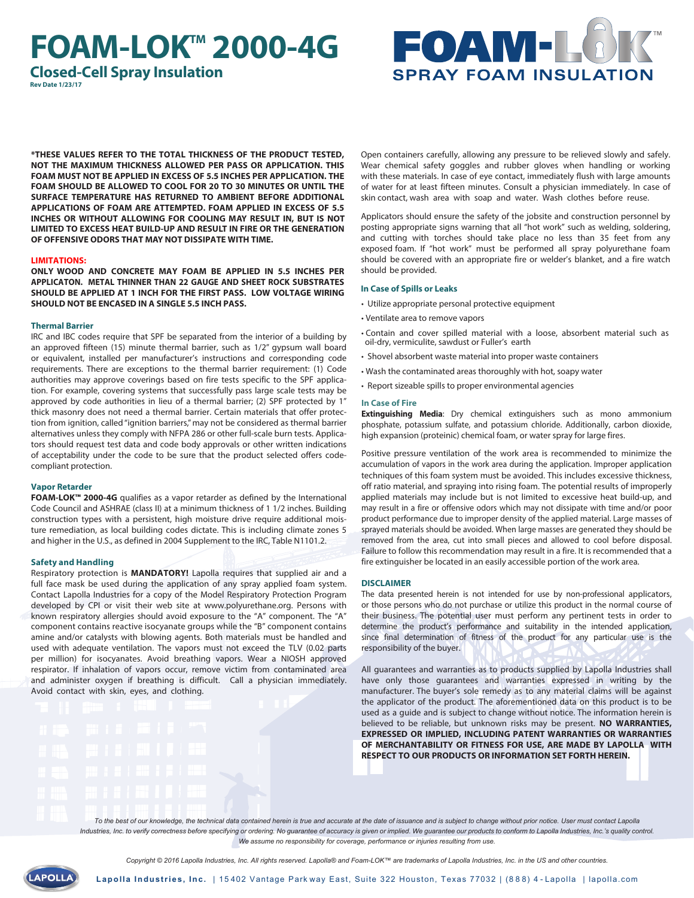# FOAM-LOK™ 2000-4G

## Closed-Cell Spray Insulation

Rev Date 1/23/17

**\*THESE VALUES REFER TO THE TOTAL THICKNESS OF THE PRODUCT TESTED, NOT THE MAXIMUM THICKNESS ALLOWED PER PASS OR APPLICATION. THIS FOAM MUST NOT BE APPLIED IN EXCESS OF 5.5 INCHES PER APPLICATION. THE FOAM SHOULD BE ALLOWED TO COOL FOR 20 TO 30 MINUTES OR UNTIL THE SURFACE TEMPERATURE HAS RETURNED TO AMBIENT BEFORE ADDITIONAL APPLICATIONS OF FOAM ARE ATTEMPTED. FOAM APPLIED IN EXCESS OF 5.5 INCHES OR WITHOUT ALLOWING FOR COOLING MAY RESULT IN, BUT IS NOT LIMITED TO EXCESS HEAT BUILD-UP AND RESULT IN FIRE OR THE GENERATION OF OFFENSIVE ODORS THAT MAY NOT DISSIPATE WITH TIME.**

### LIMITATIONS:

**ONLY WOOD AND CONCRETE MAY FOAM BE APPLIED IN 5.5 INCHES PER APPLICATON. METAL THINNER THAN 22 GAUGE AND SHEET ROCK SUBSTRATES SHOULD BE APPLIED AT 1 INCH FOR THE FIRST PASS. LOW VOLTAGE WIRING SHOULD NOT BE ENCASED IN A SINGLE 5.5 INCH PASS.**

### Thermal Barrier

IRC and IBC codes require that SPF be separated from the interior of a building by an approved fifteen (15) minute thermal barrier, such as 1/2" gypsum wall board or equivalent, installed per manufacturer's instructions and corresponding code requirements. There are exceptions to the thermal barrier requirement: (1) Code authorities may approve coverings based on fire tests specific to the SPF application. For example, covering systems that successfully pass large scale tests may be approved by code authorities in lieu of a thermal barrier; (2) SPF protected by 1" thick masonry does not need a thermal barrier. Certain materials that offer protection from ignition, called "ignition barriers," may not be considered as thermal barrier alternatives unless they comply with NFPA 286 or other full-scale burn tests. Applicators should request test data and code body approvals or other written indications of acceptability under the code to be sure that the product selected offers code-compliant protection.

### Vapor Retarder

**FOAM-LOK™ 2000-4G** qualifies as a vapor retarder as defined by the International Code Council and ASHRAE (class II) at a minimum thickness of 1 1/2 inches. Building construction types with a persistent, high moisture drive require additional moisture remediation, as local building codes dictate. This is including climate zones 5 and higher in the U.S., as defined in 2004 Supplement to the IRC, Table N1101.2.

### Safety and Handling

Respiratory protection is **MANDATORY!** Lapolla requires that supplied air and a full face mask be used during the application of any spray applied foam system. Contact Lapolla Industries for a copy of the Model Respiratory Protection Program developed by CPI or visit their web site at www.polyurethane.org. Persons with known respiratory allergies should avoid exposure to the "A" component. The "A" component contains reactive isocyanate groups while the "B" component contains amine and/or catalysts with blowing agents. Both materials must be handled and used with adequate ventilation. The vapors must not exceed the TLV (0.02 parts per million) for isocyanates. Avoid breathing vapors. Wear a NIOSH approved respirator. If inhalation of vapors occur, remove victim from contaminated area and administer oxygen if breathing is difficult. Call a physician immediately. Avoid contact with skin, eyes, and clothing.

Open containers carefully, allowing any pressure to be relieved slowly and safely. Wear chemical safety goggles and rubber gloves when handling or working with these materials. In case of eye contact, immediately flush with large amounts of water for at least fifteen minutes. Consult a physician immediately. In case of skin contact, wash area with soap and water. Wash clothes before reuse.

Applicators should ensure the safety of the jobsite and construction personnel by posting appropriate signs warning that all "hot work" such as welding, soldering, and cutting with torches should take place no less than 35 feet from any exposed foam. If "hot work" must be performed all spray polyurethane foam should be covered with an appropriate fire or welder's blanket, and a fire watch should be provided.

### In Case of Spills or Leaks

- Utilize appropriate personal protective equipment
- Ventilate area to remove vapors
- Contain and cover spilled material with a loose, absorbent material such as oil-dry, vermiculite, sawdust or Fuller's earth
- Shovel absorbent waste material into proper waste containers
- Wash the contaminated areas thoroughly with hot, soapy water
- Report sizeable spills to proper environmental agencies

### In Case of Fire

**Extinguishing Media**: Dry chemical extinguishers such as mono ammonium phosphate, potassium sulfate, and potassium chloride. Additionally, carbon dioxide, high expansion (proteinic) chemical foam, or water spray for large fires.

Positive pressure ventilation of the work area is recommended to minimize the accumulation of vapors in the work area during the application. Improper application techniques of this foam system must be avoided. This includes excessive thickness, off ratio material, and spraying into rising foam. The potential results of improperly applied materials may include but is not limited to excessive heat build-up, and may result in a fire or offensive odors which may not dissipate with time and/or poor product performance due to improper density of the applied material. Large masses of sprayed materials should be avoided. When large masses are generated they should be removed from the area, cut into small pieces and allowed to cool before disposal. Failure to follow this recommendation may result in a fire. It is recommended that a fire extinguisher be located in an easily accessible portion of the work area.

### DISCLAIMER

The data presented herein is not intended for use by non-professional applicators, or those persons who do not purchase or utilize this product in the normal course of their business. The potential user must perform any pertinent tests in order to determine the product's performance and suitability in the intended application, since final determination of fitness of the product for any particular use is the responsibility of the buyer.

All guarantees and warranties as to products supplied by Lapolla Industries shall have only those guarantees and warranties expressed in writing by the manufacturer. The buyer's sole remedy as to any material claims will be against the applicator of the product. The aforementioned data on this product is to be used as a guide and is subject to change without notice. The information herein is believed to be reliable, but unknown risks may be present. **NO WARRANTIES, EXPRESSED OR IMPLIED, INCLUDING PATENT WARRANTIES OR WARRANTIES OF MERCHANTABILITY OR FITNESS FOR USE, ARE MADE BY LAPOLLA WITH RESPECT TO OUR PRODUCTS OR INFORMATION SET FORTH HEREIN.**

*To the best of our knowledge, the technical data contained herein is true and accurate at the date of issuance and is subject to change without prior notice. User must contact Lapolla Industries, Inc. to verify correctness before specifying or ordering. No guarantee of accuracy is given or implied. We guarantee our products to conform to Lapolla Industries, Inc.'s quality control. We assume no responsibility for coverage, performance or injuries resulting from use.*

*Copyright © 2016 Lapolla Industries, Inc. All rights reserved. Lapolla® and Foam-LOK™ are trademarks of Lapolla Industries, Inc. in the US and other countries.*

**Lapolla Industries, Inc.** | 15402 Vantage Parkway East, Suite 322 Houston, Texas 77032 | (888) 4-Lapolla | lapolla.com